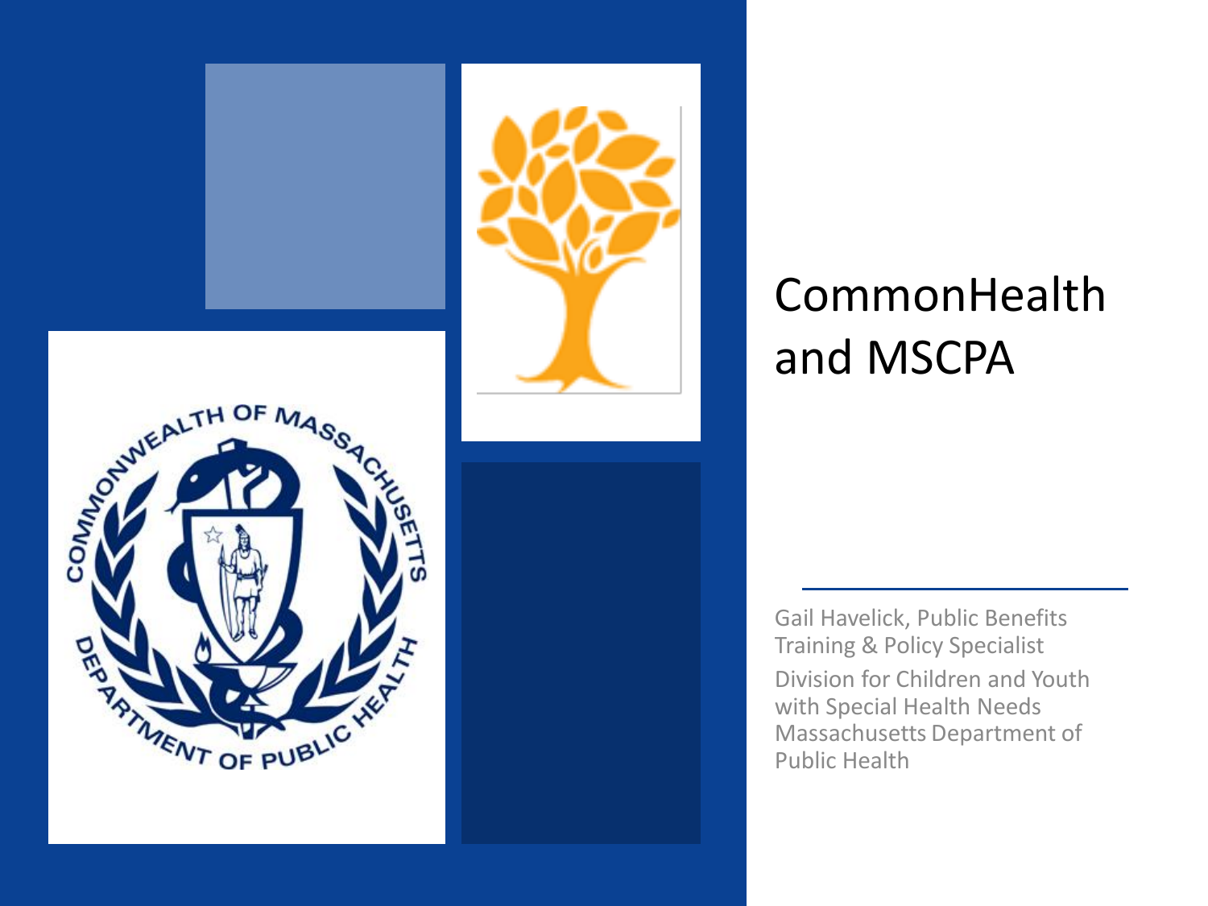# CommonHealth and MSCPA

Gail Havelick, Public Benefits Training & Policy Specialist

Division for Children and Youth with Special Health Needs
Massachusetts Department of Public Health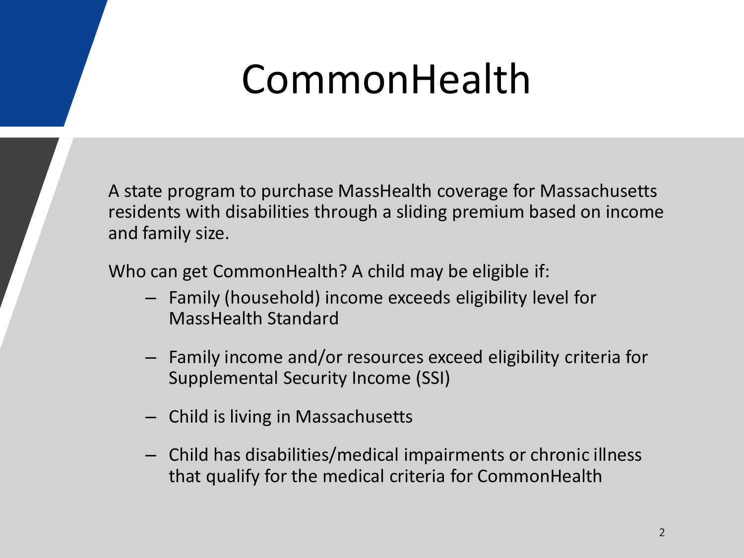# CommonHealth

A state program to purchase MassHealth coverage for Massachusetts residents with disabilities through a sliding premium based on income and family size.

Who can get CommonHealth? A child may be eligible if:

- Family (household) income exceeds eligibility level for MassHealth Standard
- Family income and/or resources exceed eligibility criteria for Supplemental Security Income (SSI)
- Child is living in Massachusetts
- Child has disabilities/medical impairments or chronic illness that qualify for the medical criteria for CommonHealth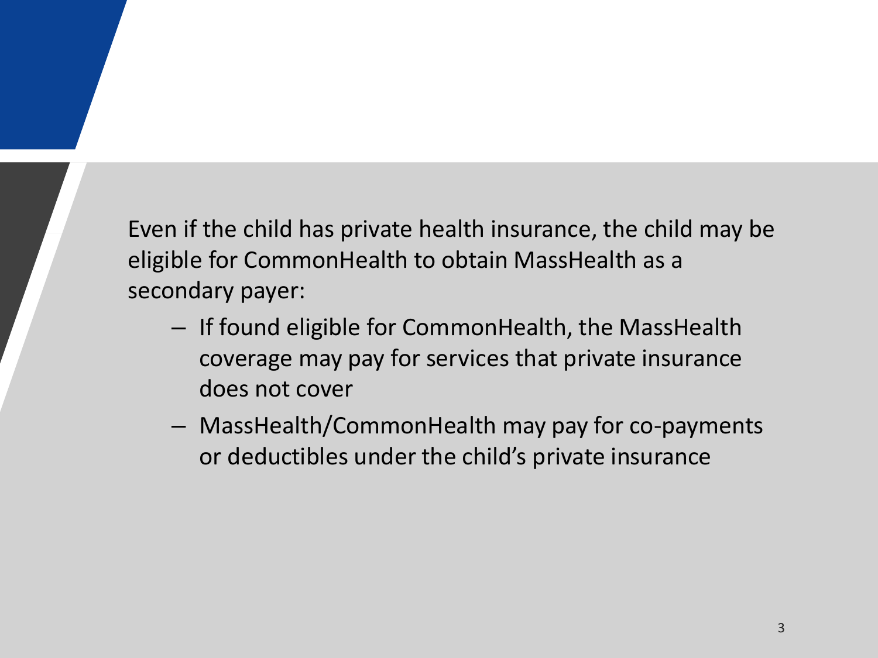Even if the child has private health insurance, the child may be eligible for CommonHealth to obtain MassHealth as a secondary payer:

- If found eligible for CommonHealth, the MassHealth coverage may pay for services that private insurance does not cover
- MassHealth/CommonHealth may pay for co-payments or deductibles under the child's private insurance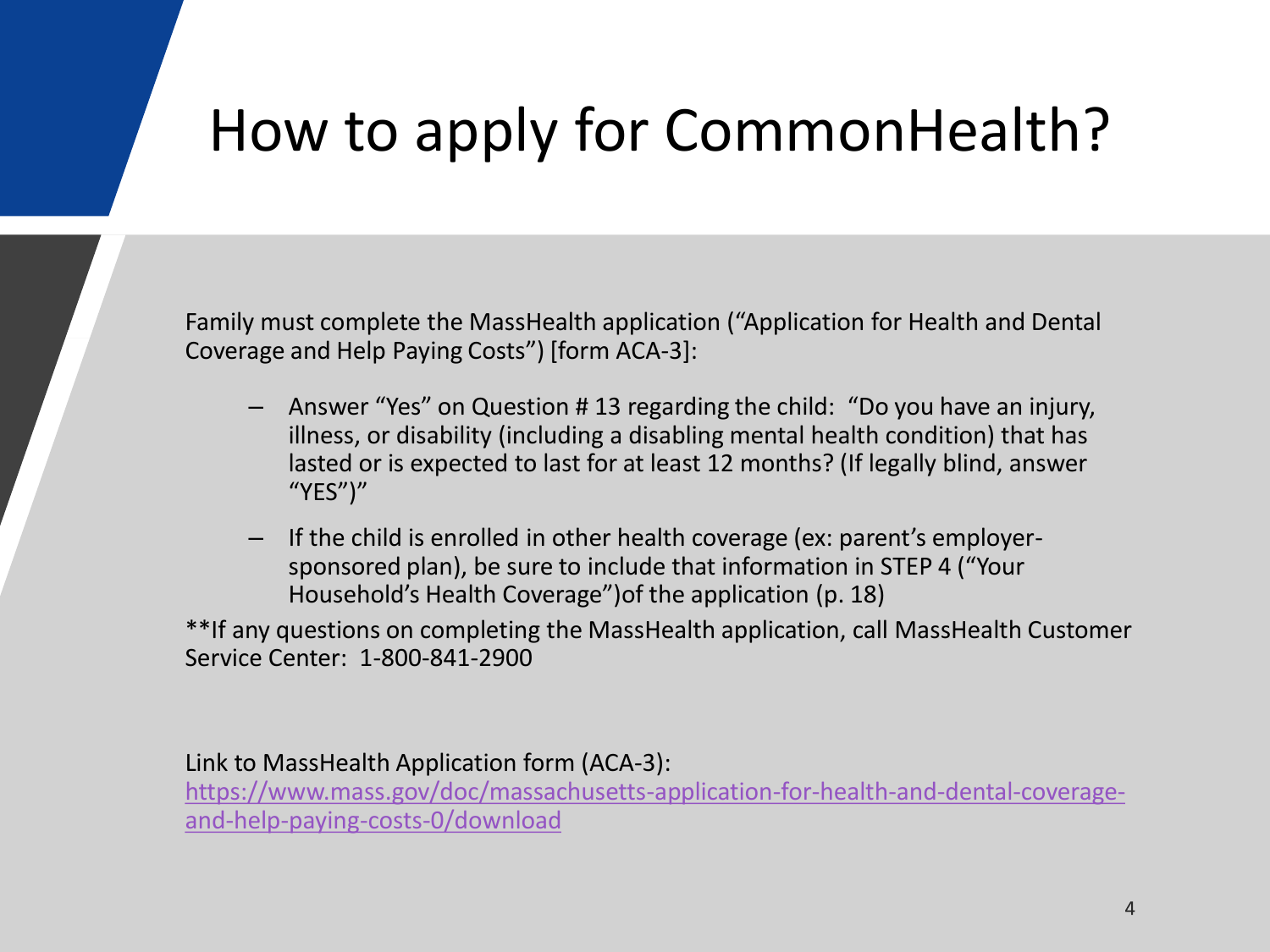# How to apply for CommonHealth?

Family must complete the MassHealth application ("Application for Health and Dental Coverage and Help Paying Costs") [form ACA-3]:

- Answer "Yes" on Question # 13 regarding the child: "Do you have an injury, illness, or disability (including a disabling mental health condition) that has lasted or is expected to last for at least 12 months? (If legally blind, answer "YES")"
- If the child is enrolled in other health coverage (ex: parent's employer-sponsored plan), be sure to include that information in STEP 4 ("Your Household's Health Coverage")of the application (p. 18)

**If any questions on completing the MassHealth application, call MassHealth Customer Service Center: 1-800-841-2900

Link to MassHealth Application form (ACA-3):
[https://www.mass.gov/doc/massachusetts-application-for-health-and-dental-coverage-and-help-paying-costs-0/download](https://www.mass.gov/doc/massachusetts-application-for-health-and-dental-coverage-and-help-paying-costs-0/download)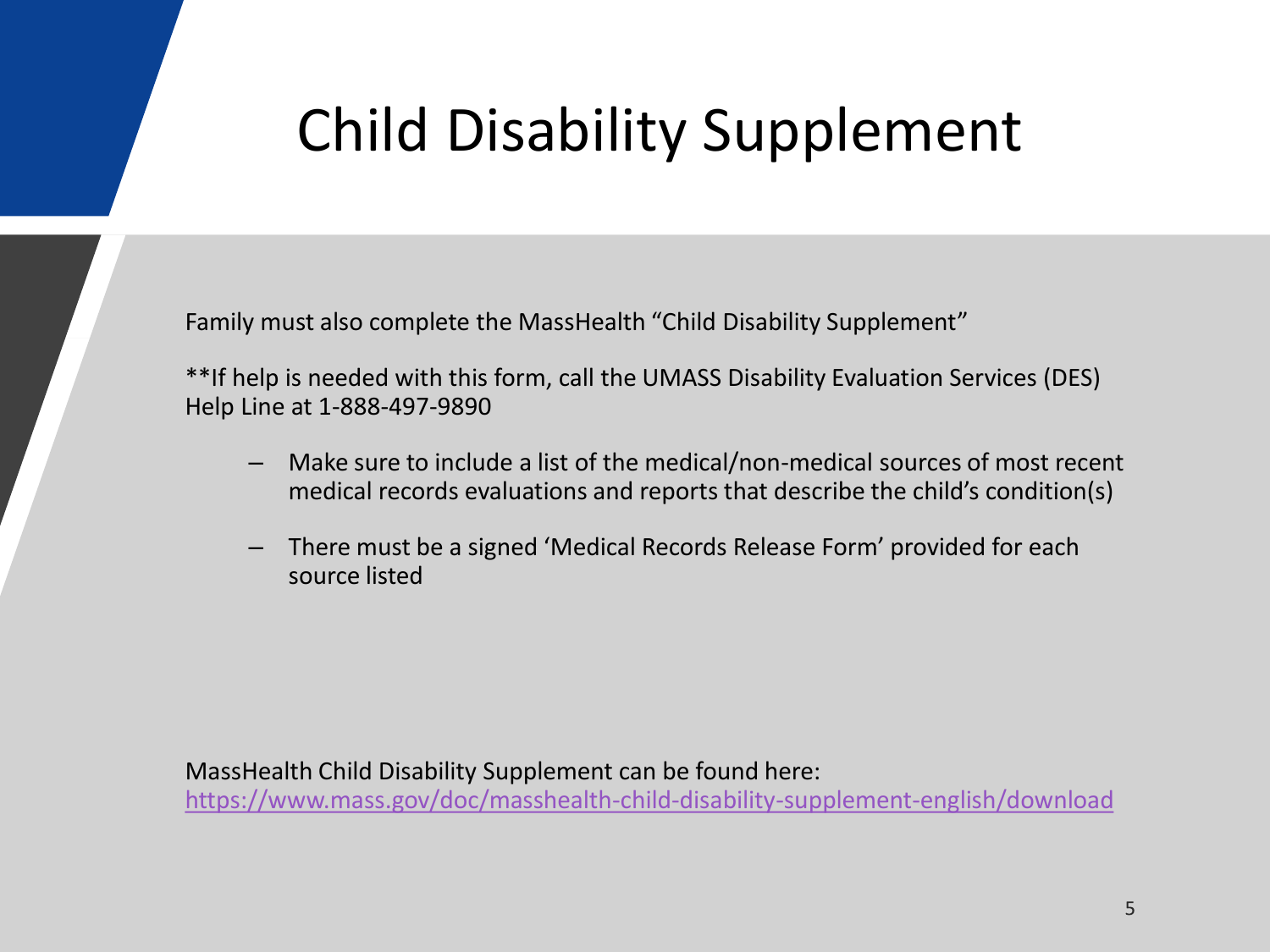# Child Disability Supplement

Family must also complete the MassHealth "Child Disability Supplement"

**If help is needed with this form, call the UMASS Disability Evaluation Services (DES) Help Line at 1-888-497-9890

- Make sure to include a list of the medical/non-medical sources of most recent medical records evaluations and reports that describe the child's condition(s)
- There must be a signed 'Medical Records Release Form' provided for each source listed

MassHealth Child Disability Supplement can be found here:
https://www.mass.gov/doc/masshealth-child-disability-supplement-english/download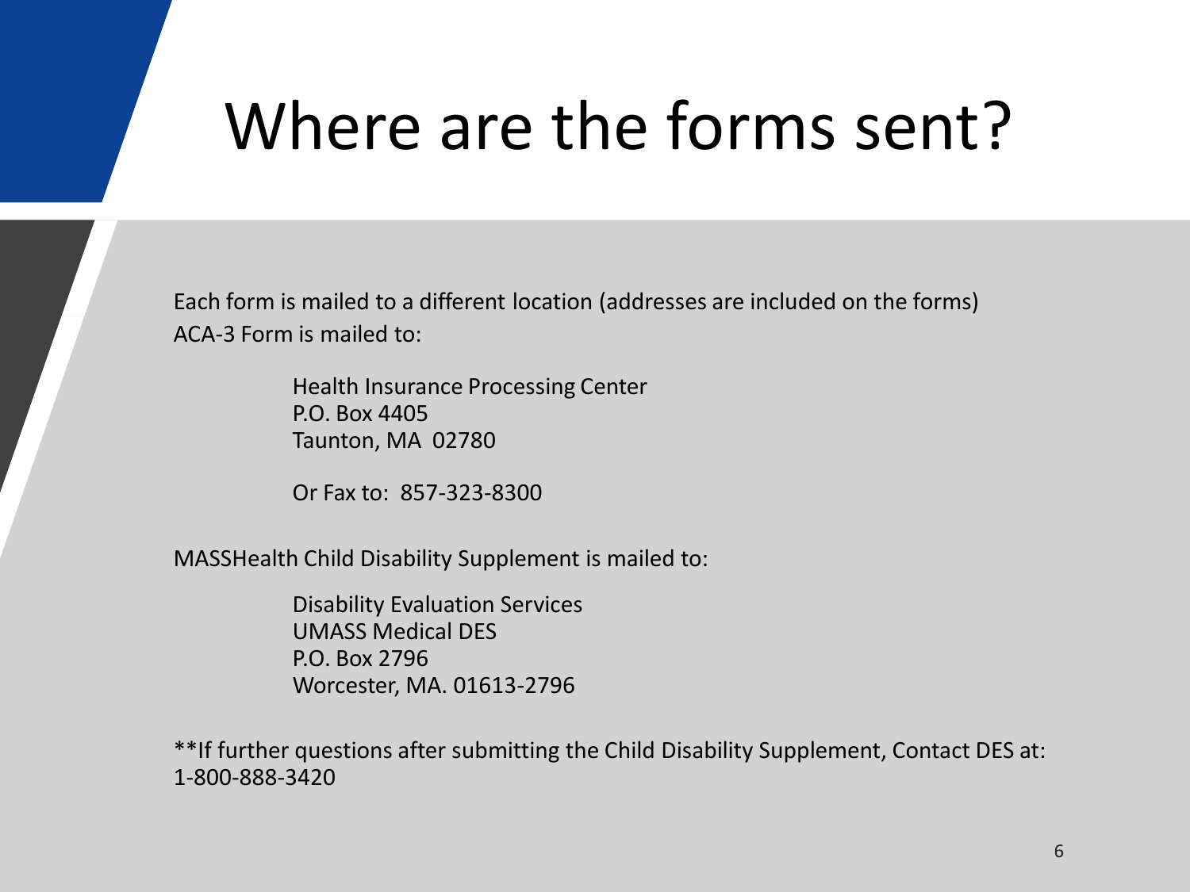# Where are the forms sent?

Each form is mailed to a different location (addresses are included on the forms)

ACA-3 Form is mailed to:

> Health Insurance Processing Center
> P.O. Box 4405
> Taunton, MA 02780
>
> Or Fax to: 857-323-8300

MASSHealth Child Disability Supplement is mailed to:

> Disability Evaluation Services
> UMASS Medical DES
> P.O. Box 2796
> Worcester, MA. 01613-2796

**If further questions after submitting the Child Disability Supplement, Contact DES at: 1-800-888-3420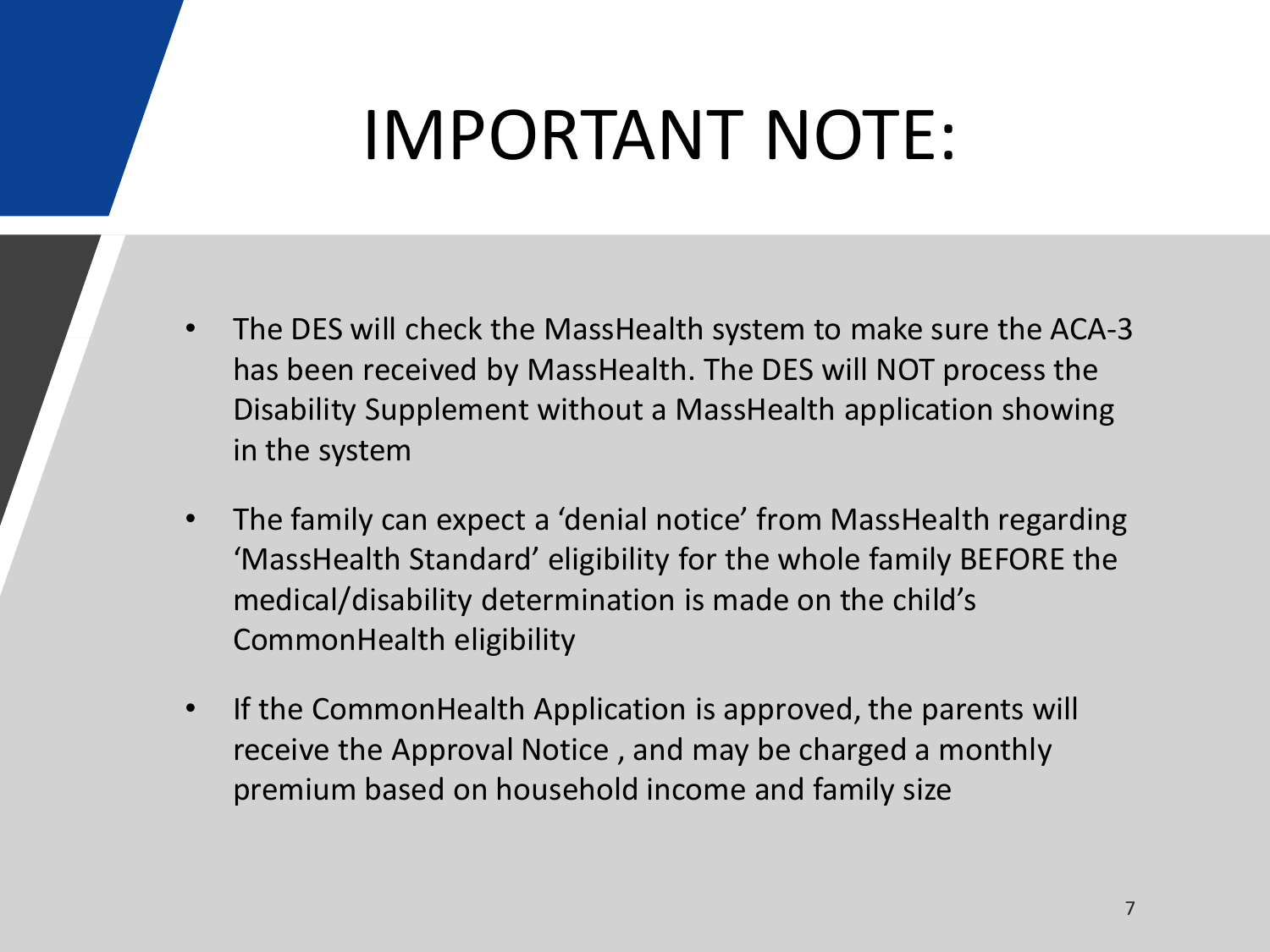# IMPORTANT NOTE:

- The DES will check the MassHealth system to make sure the ACA-3 has been received by MassHealth. The DES will NOT process the Disability Supplement without a MassHealth application showing in the system
- The family can expect a 'denial notice' from MassHealth regarding 'MassHealth Standard' eligibility for the whole family BEFORE the medical/disability determination is made on the child's CommonHealth eligibility
- If the CommonHealth Application is approved, the parents will receive the Approval Notice , and may be charged a monthly premium based on household income and family size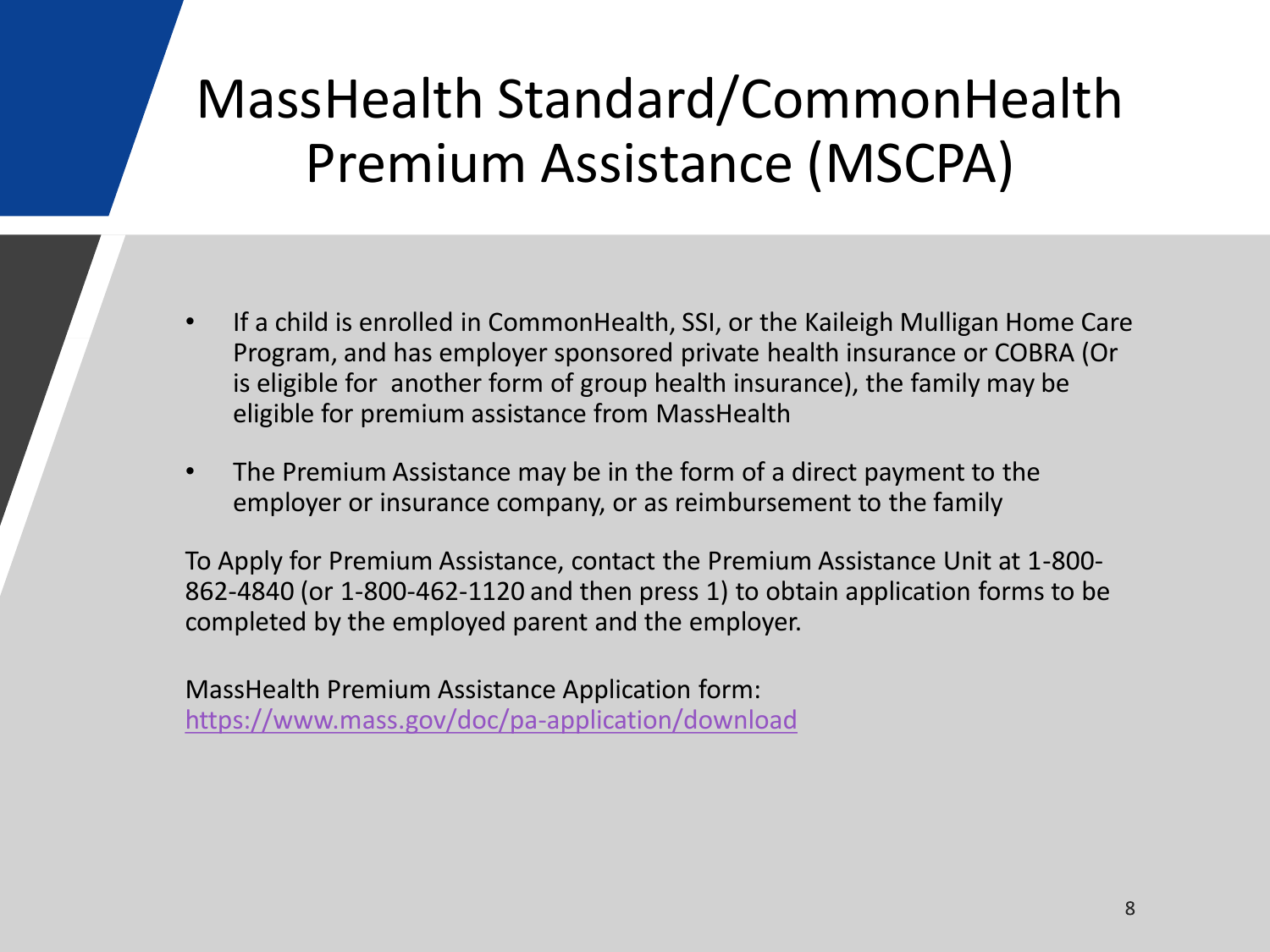# MassHealth Standard/CommonHealth Premium Assistance (MSCPA)

- If a child is enrolled in CommonHealth, SSI, or the Kaileigh Mulligan Home Care Program, and has employer sponsored private health insurance or COBRA (Or is eligible for another form of group health insurance), the family may be eligible for premium assistance from MassHealth
- The Premium Assistance may be in the form of a direct payment to the employer or insurance company, or as reimbursement to the family

To Apply for Premium Assistance, contact the Premium Assistance Unit at 1-800-862-4840 (or 1-800-462-1120 and then press 1) to obtain application forms to be completed by the employed parent and the employer.

MassHealth Premium Assistance Application form:
https://www.mass.gov/doc/pa-application/download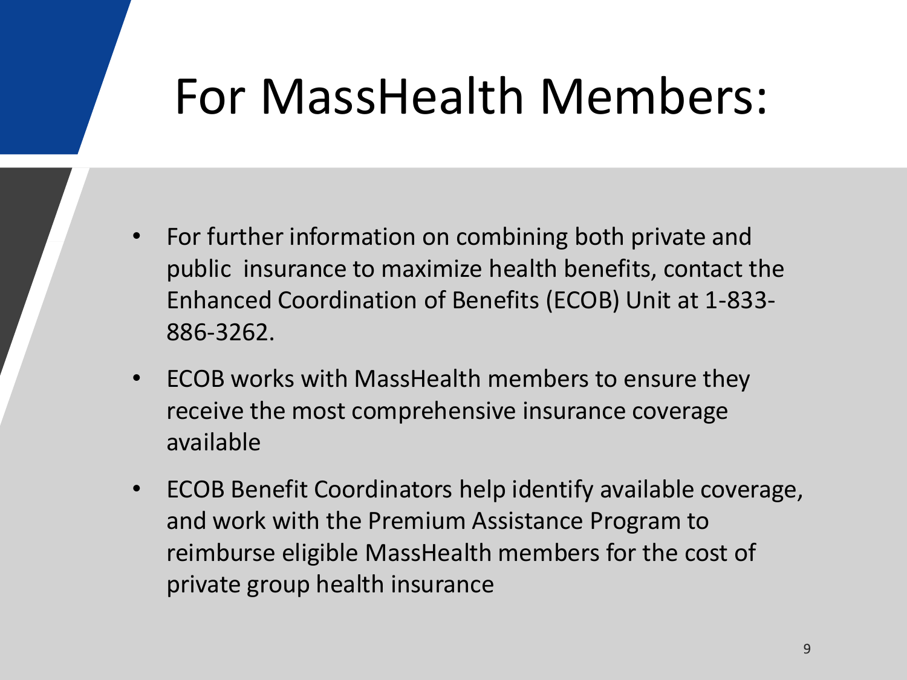# For MassHealth Members:

- For further information on combining both private and public insurance to maximize health benefits, contact the Enhanced Coordination of Benefits (ECOB) Unit at 1-833-886-3262.
- ECOB works with MassHealth members to ensure they receive the most comprehensive insurance coverage available
- ECOB Benefit Coordinators help identify available coverage, and work with the Premium Assistance Program to reimburse eligible MassHealth members for the cost of private group health insurance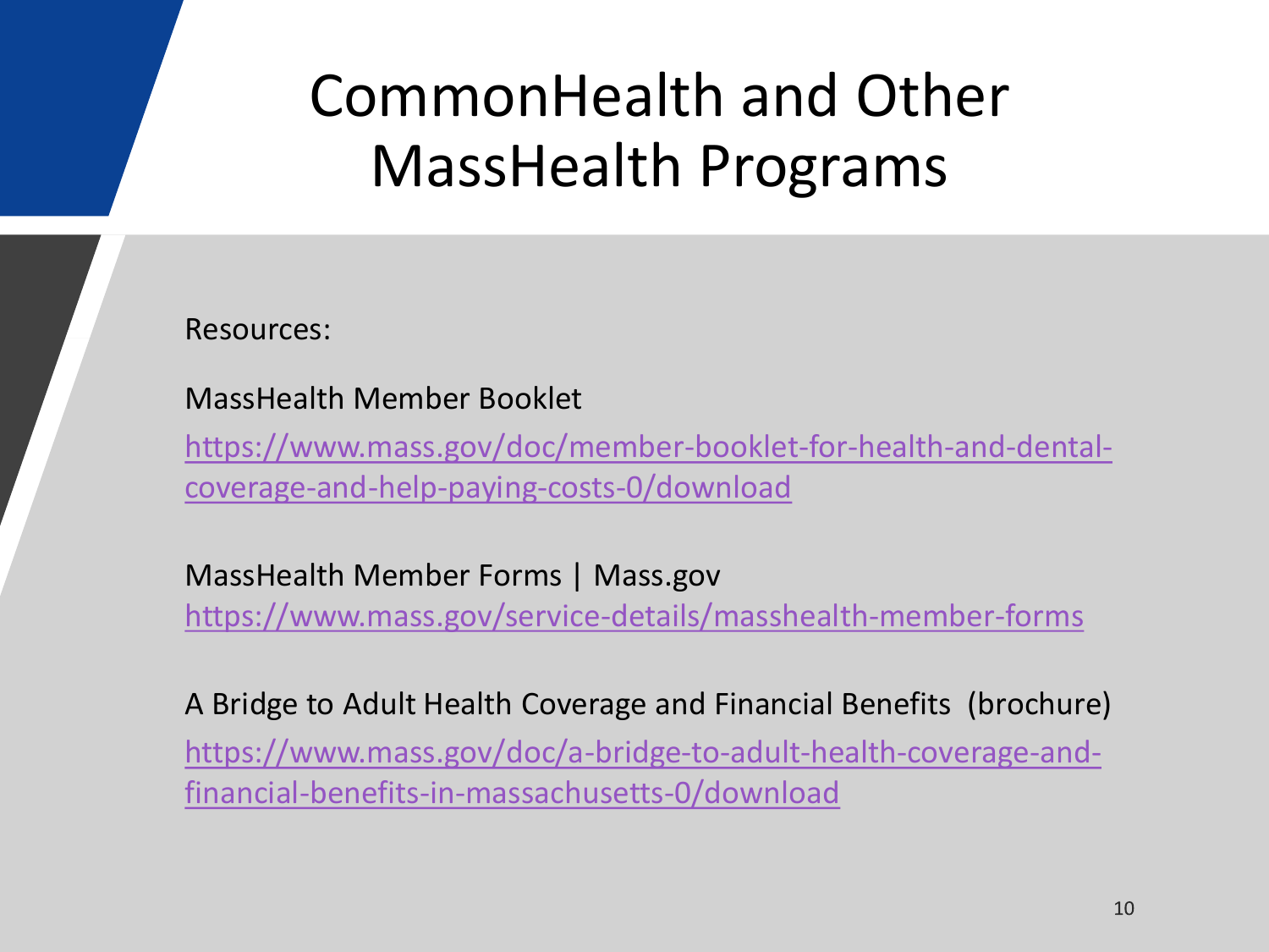# CommonHealth and Other MassHealth Programs

Resources:

MassHealth Member Booklet

https://www.mass.gov/doc/member-booklet-for-health-and-dental-coverage-and-help-paying-costs-0/download

MassHealth Member Forms | Mass.gov

https://www.mass.gov/service-details/masshealth-member-forms

A Bridge to Adult Health Coverage and Financial Benefits (brochure)

https://www.mass.gov/doc/a-bridge-to-adult-health-coverage-and-financial-benefits-in-massachusetts-0/download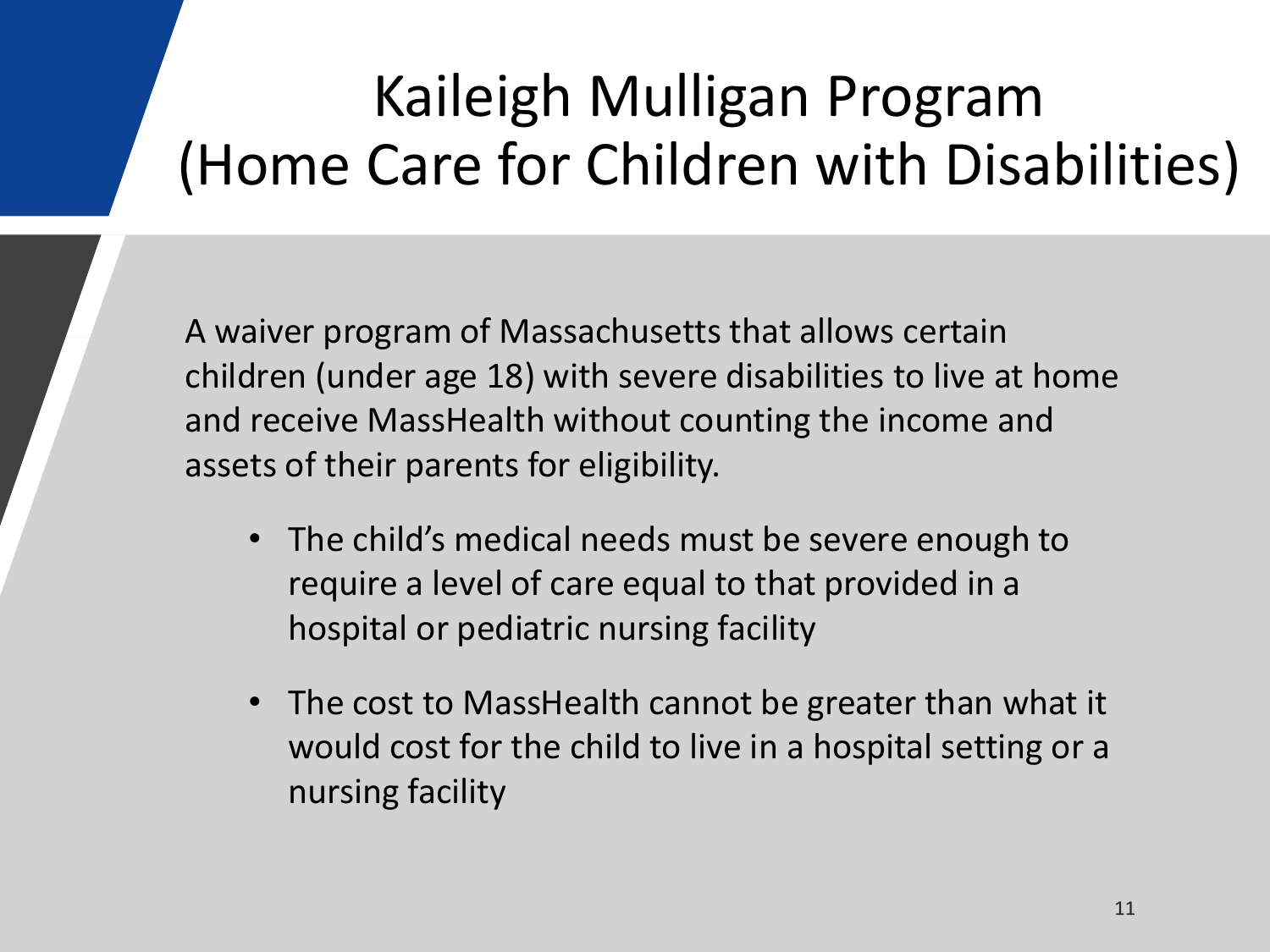# Kaileigh Mulligan Program (Home Care for Children with Disabilities)

A waiver program of Massachusetts that allows certain children (under age 18) with severe disabilities to live at home and receive MassHealth without counting the income and assets of their parents for eligibility.

- The child's medical needs must be severe enough to require a level of care equal to that provided in a hospital or pediatric nursing facility
- The cost to MassHealth cannot be greater than what it would cost for the child to live in a hospital setting or a nursing facility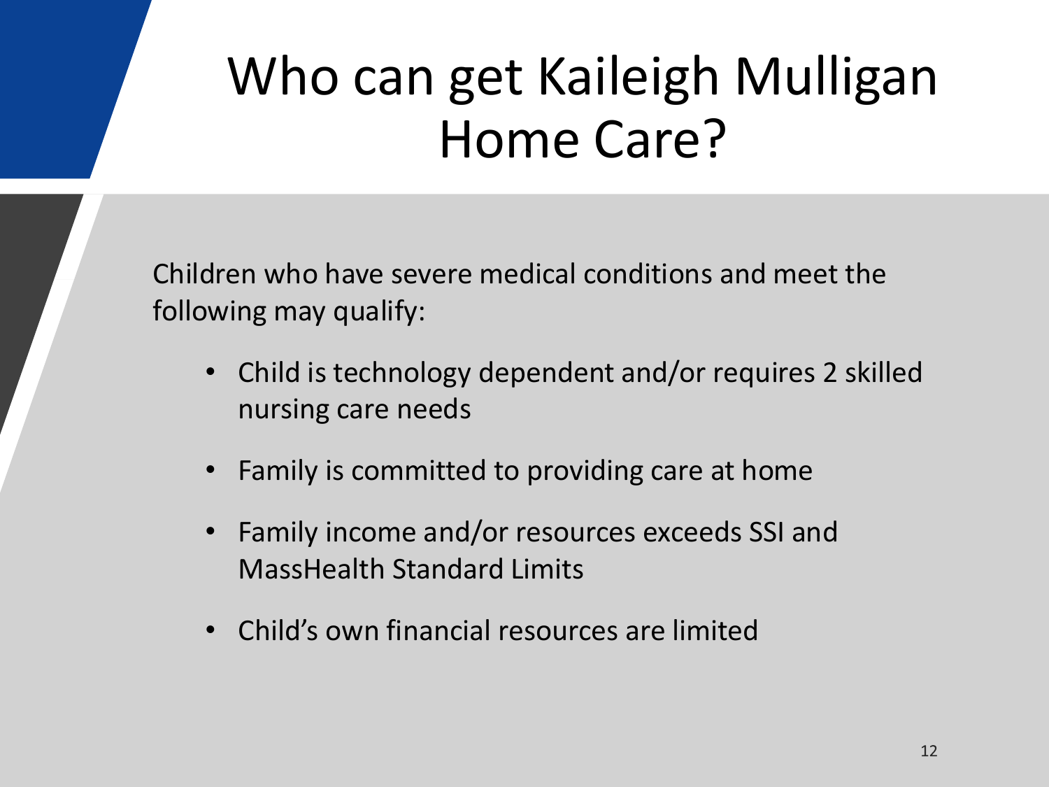# Who can get Kaileigh Mulligan Home Care?

Children who have severe medical conditions and meet the following may qualify:

- Child is technology dependent and/or requires 2 skilled nursing care needs
- Family is committed to providing care at home
- Family income and/or resources exceeds SSI and MassHealth Standard Limits
- Child's own financial resources are limited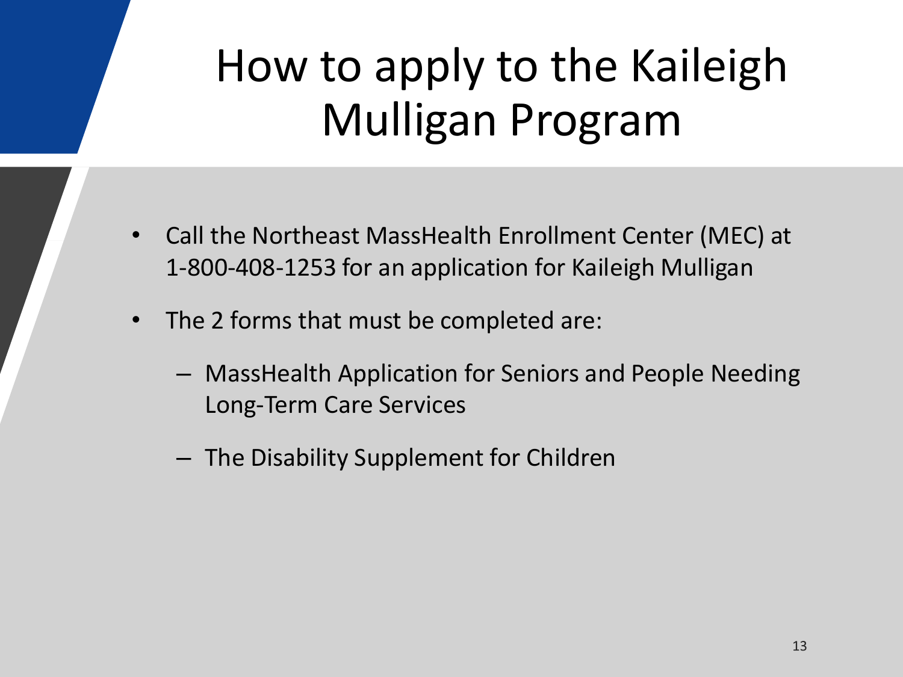# How to apply to the Kaileigh Mulligan Program

- Call the Northeast MassHealth Enrollment Center (MEC) at 1-800-408-1253 for an application for Kaileigh Mulligan
- The 2 forms that must be completed are:
  - MassHealth Application for Seniors and People Needing Long-Term Care Services
  - The Disability Supplement for Children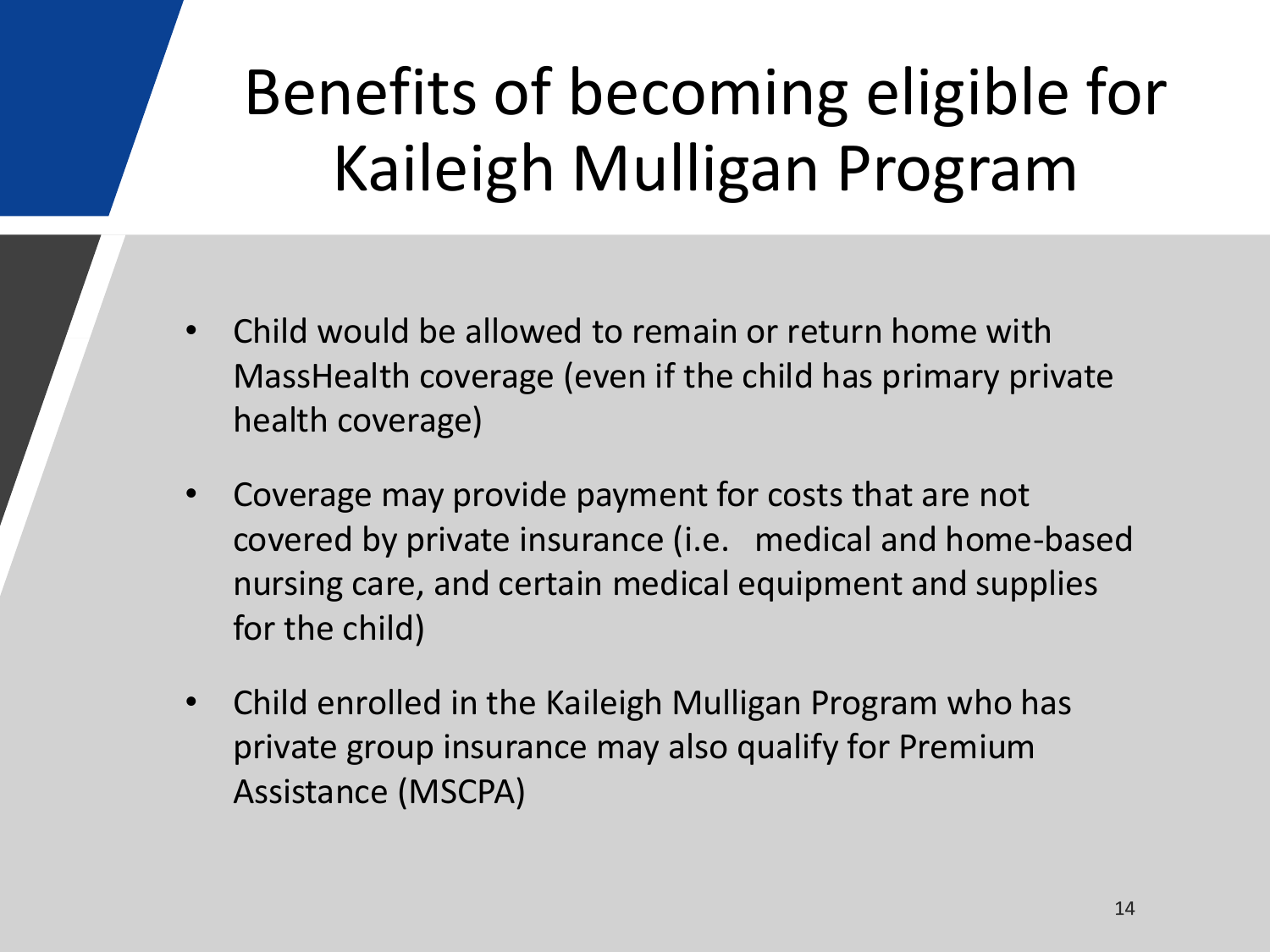# Benefits of becoming eligible for Kaileigh Mulligan Program

- Child would be allowed to remain or return home with MassHealth coverage (even if the child has primary private health coverage)
- Coverage may provide payment for costs that are not covered by private insurance (i.e. medical and home-based nursing care, and certain medical equipment and supplies for the child)
- Child enrolled in the Kaileigh Mulligan Program who has private group insurance may also qualify for Premium Assistance (MSCPA)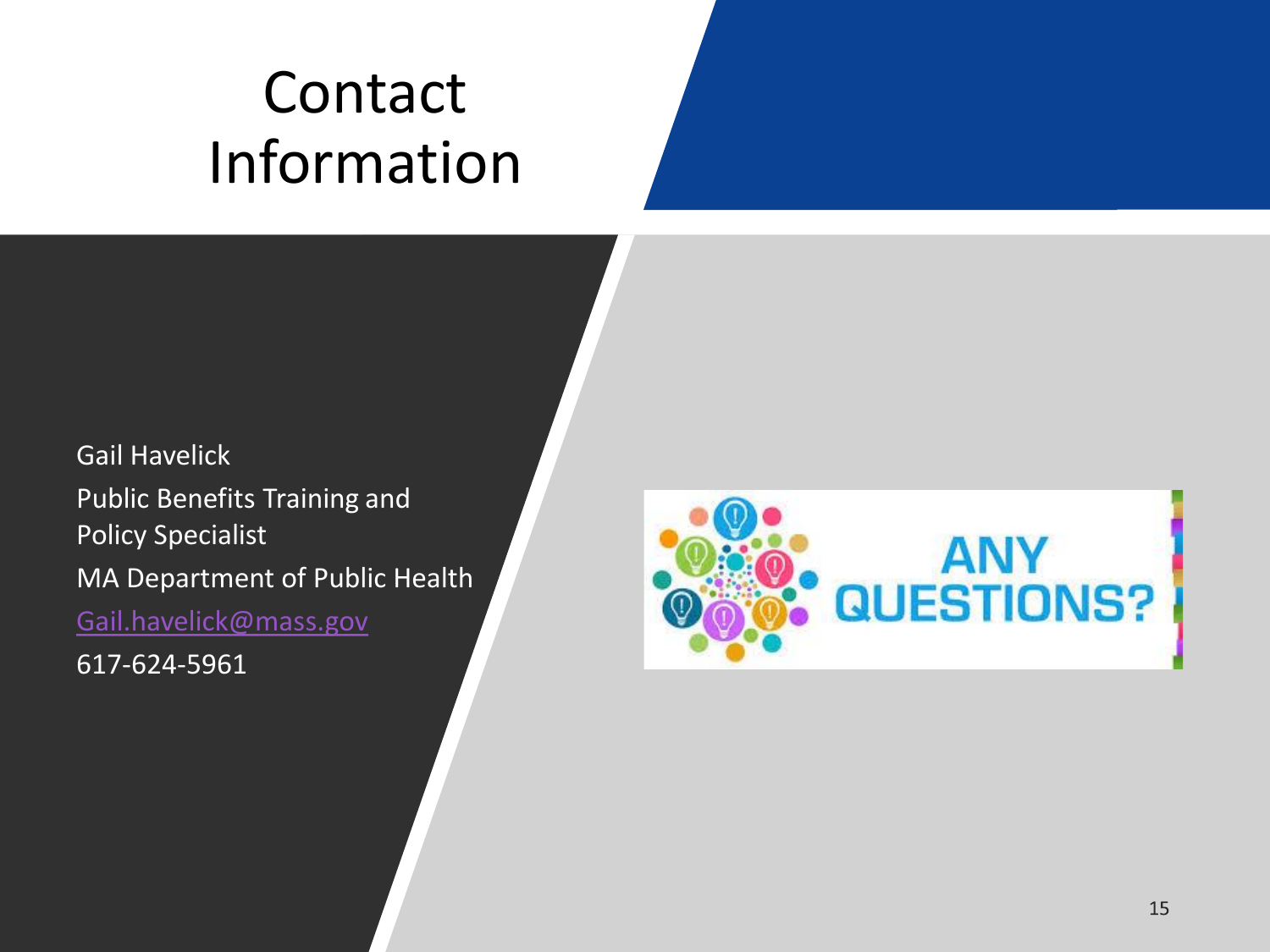# Contact Information

Gail Havelick

Public Benefits Training and Policy Specialist

MA Department of Public Health

Gail.havelick@mass.gov

617-624-5961

ANY QUESTIONS?